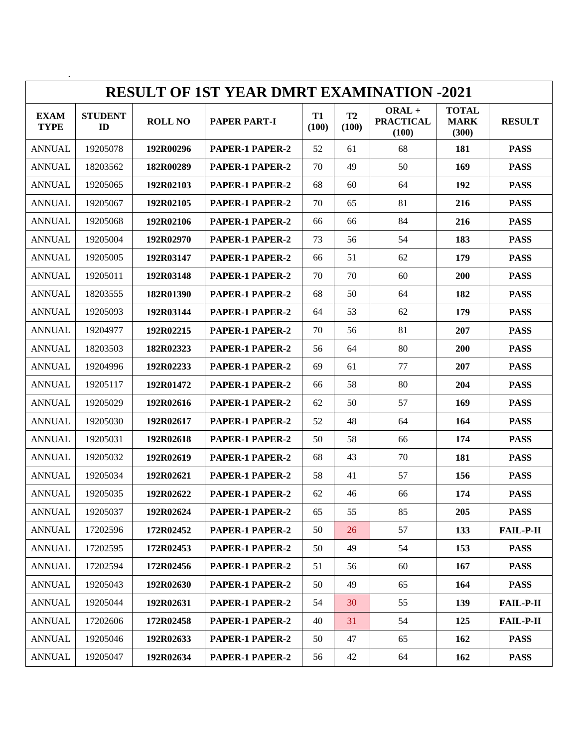# RESULT OF 1ST YEAR DMRT EXAMINATION -2021

| EXAM TYPE | STUDENT ID | ROLL NO | PAPER PART-I | T1 (100) | T2 (100) | ORAL + PRACTICAL (100) | TOTAL MARK (300) | RESULT |
|---|---|---|---|---|---|---|---|---|
| ANNUAL | 19205078 | **192R00296** | **PAPER-1 PAPER-2** | 52 | 61 | 68 | **181** | **PASS** |
| ANNUAL | 18203562 | **182R00289** | **PAPER-1 PAPER-2** | 70 | 49 | 50 | **169** | **PASS** |
| ANNUAL | 19205065 | **192R02103** | **PAPER-1 PAPER-2** | 68 | 60 | 64 | **192** | **PASS** |
| ANNUAL | 19205067 | **192R02105** | **PAPER-1 PAPER-2** | 70 | 65 | 81 | **216** | **PASS** |
| ANNUAL | 19205068 | **192R02106** | **PAPER-1 PAPER-2** | 66 | 66 | 84 | **216** | **PASS** |
| ANNUAL | 19205004 | **192R02970** | **PAPER-1 PAPER-2** | 73 | 56 | 54 | **183** | **PASS** |
| ANNUAL | 19205005 | **192R03147** | **PAPER-1 PAPER-2** | 66 | 51 | 62 | **179** | **PASS** |
| ANNUAL | 19205011 | **192R03148** | **PAPER-1 PAPER-2** | 70 | 70 | 60 | **200** | **PASS** |
| ANNUAL | 18203555 | **182R01390** | **PAPER-1 PAPER-2** | 68 | 50 | 64 | **182** | **PASS** |
| ANNUAL | 19205093 | **192R03144** | **PAPER-1 PAPER-2** | 64 | 53 | 62 | **179** | **PASS** |
| ANNUAL | 19204977 | **192R02215** | **PAPER-1 PAPER-2** | 70 | 56 | 81 | **207** | **PASS** |
| ANNUAL | 18203503 | **182R02323** | **PAPER-1 PAPER-2** | 56 | 64 | 80 | **200** | **PASS** |
| ANNUAL | 19204996 | **192R02233** | **PAPER-1 PAPER-2** | 69 | 61 | 77 | **207** | **PASS** |
| ANNUAL | 19205117 | **192R01472** | **PAPER-1 PAPER-2** | 66 | 58 | 80 | **204** | **PASS** |
| ANNUAL | 19205029 | **192R02616** | **PAPER-1 PAPER-2** | 62 | 50 | 57 | **169** | **PASS** |
| ANNUAL | 19205030 | **192R02617** | **PAPER-1 PAPER-2** | 52 | 48 | 64 | **164** | **PASS** |
| ANNUAL | 19205031 | **192R02618** | **PAPER-1 PAPER-2** | 50 | 58 | 66 | **174** | **PASS** |
| ANNUAL | 19205032 | **192R02619** | **PAPER-1 PAPER-2** | 68 | 43 | 70 | **181** | **PASS** |
| ANNUAL | 19205034 | **192R02621** | **PAPER-1 PAPER-2** | 58 | 41 | 57 | **156** | **PASS** |
| ANNUAL | 19205035 | **192R02622** | **PAPER-1 PAPER-2** | 62 | 46 | 66 | **174** | **PASS** |
| ANNUAL | 19205037 | **192R02624** | **PAPER-1 PAPER-2** | 65 | 55 | 85 | **205** | **PASS** |
| ANNUAL | 17202596 | **172R02452** | **PAPER-1 PAPER-2** | 50 | 26 | 57 | **133** | **FAIL-P-II** |
| ANNUAL | 17202595 | **172R02453** | **PAPER-1 PAPER-2** | 50 | 49 | 54 | **153** | **PASS** |
| ANNUAL | 17202594 | **172R02456** | **PAPER-1 PAPER-2** | 51 | 56 | 60 | **167** | **PASS** |
| ANNUAL | 19205043 | **192R02630** | **PAPER-1 PAPER-2** | 50 | 49 | 65 | **164** | **PASS** |
| ANNUAL | 19205044 | **192R02631** | **PAPER-1 PAPER-2** | 54 | 30 | 55 | **139** | **FAIL-P-II** |
| ANNUAL | 17202606 | **172R02458** | **PAPER-1 PAPER-2** | 40 | 31 | 54 | **125** | **FAIL-P-II** |
| ANNUAL | 19205046 | **192R02633** | **PAPER-1 PAPER-2** | 50 | 47 | 65 | **162** | **PASS** |
| ANNUAL | 19205047 | **192R02634** | **PAPER-1 PAPER-2** | 56 | 42 | 64 | **162** | **PASS** |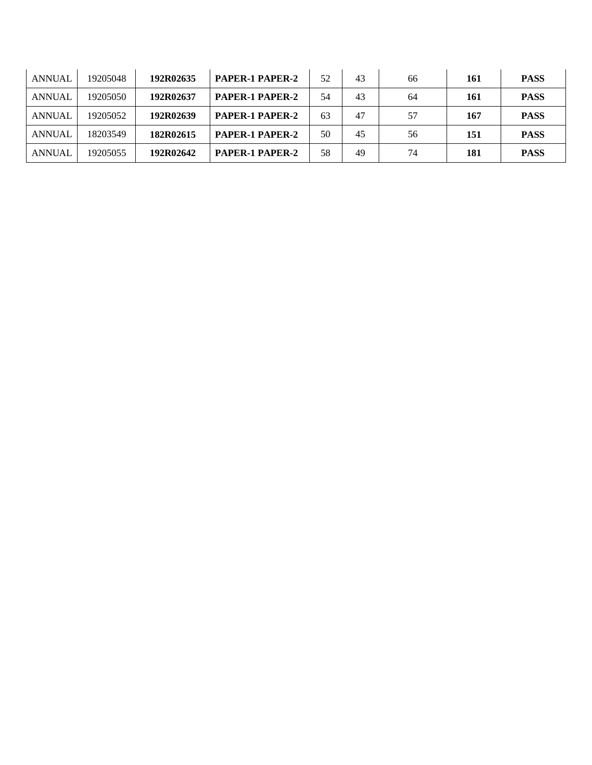| | | | | | | | | |
|---|---|---|---|---|---|---|---|---|
| ANNUAL | 19205048 | **192R02635** | **PAPER-1 PAPER-2** | 52 | 43 | 66 | **161** | **PASS** |
| ANNUAL | 19205050 | **192R02637** | **PAPER-1 PAPER-2** | 54 | 43 | 64 | **161** | **PASS** |
| ANNUAL | 19205052 | **192R02639** | **PAPER-1 PAPER-2** | 63 | 47 | 57 | **167** | **PASS** |
| ANNUAL | 18203549 | **182R02615** | **PAPER-1 PAPER-2** | 50 | 45 | 56 | **151** | **PASS** |
| ANNUAL | 19205055 | **192R02642** | **PAPER-1 PAPER-2** | 58 | 49 | 74 | **181** | **PASS** |